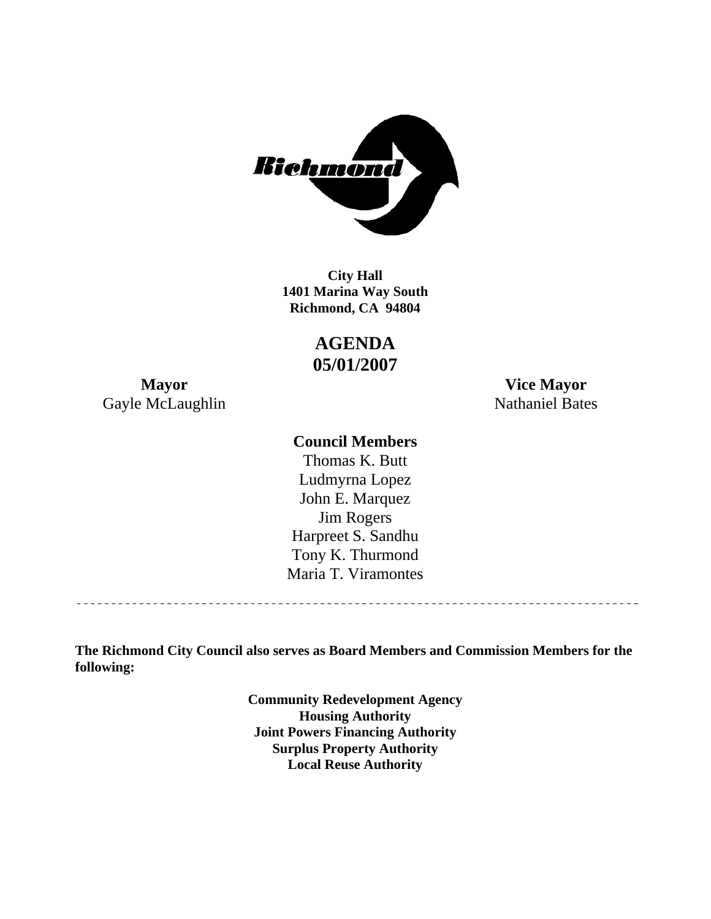Richmond

**City Hall**
**1401 Marina Way South**
**Richmond, CA 94804**

# AGENDA
# 05/01/2007

**Mayor**
Gayle McLaughlin

**Vice Mayor**
Nathaniel Bates

**Council Members**
Thomas K. Butt
Ludmyrna Lopez
John E. Marquez
Jim Rogers
Harpreet S. Sandhu
Tony K. Thurmond
Maria T. Viramontes

---

**The Richmond City Council also serves as Board Members and Commission Members for the following:**

**Community Redevelopment Agency**
**Housing Authority**
**Joint Powers Financing Authority**
**Surplus Property Authority**
**Local Reuse Authority**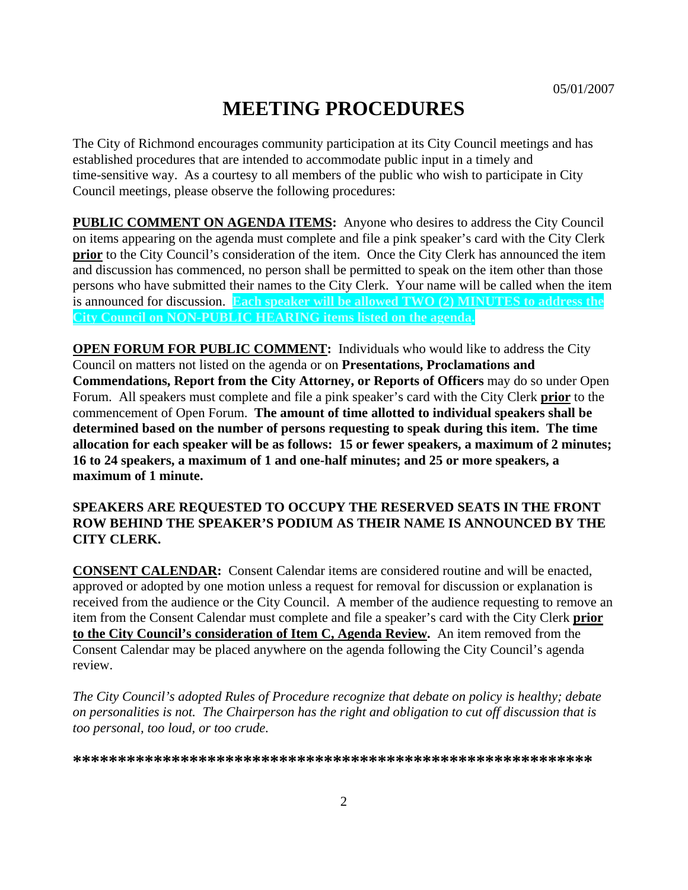05/01/2007

# MEETING PROCEDURES

The City of Richmond encourages community participation at its City Council meetings and has established procedures that are intended to accommodate public input in a timely and time-sensitive way. As a courtesy to all members of the public who wish to participate in City Council meetings, please observe the following procedures:

**PUBLIC COMMENT ON AGENDA ITEMS:** Anyone who desires to address the City Council on items appearing on the agenda must complete and file a pink speaker's card with the City Clerk **prior** to the City Council's consideration of the item. Once the City Clerk has announced the item and discussion has commenced, no person shall be permitted to speak on the item other than those persons who have submitted their names to the City Clerk. Your name will be called when the item is announced for discussion. **Each speaker will be allowed TWO (2) MINUTES to address the City Council on NON-PUBLIC HEARING items listed on the agenda.**

**OPEN FORUM FOR PUBLIC COMMENT:** Individuals who would like to address the City Council on matters not listed on the agenda or on **Presentations, Proclamations and Commendations, Report from the City Attorney, or Reports of Officers** may do so under Open Forum. All speakers must complete and file a pink speaker's card with the City Clerk **prior** to the commencement of Open Forum. **The amount of time allotted to individual speakers shall be determined based on the number of persons requesting to speak during this item. The time allocation for each speaker will be as follows: 15 or fewer speakers, a maximum of 2 minutes; 16 to 24 speakers, a maximum of 1 and one-half minutes; and 25 or more speakers, a maximum of 1 minute.**

**SPEAKERS ARE REQUESTED TO OCCUPY THE RESERVED SEATS IN THE FRONT ROW BEHIND THE SPEAKER'S PODIUM AS THEIR NAME IS ANNOUNCED BY THE CITY CLERK.**

**CONSENT CALENDAR:** Consent Calendar items are considered routine and will be enacted, approved or adopted by one motion unless a request for removal for discussion or explanation is received from the audience or the City Council. A member of the audience requesting to remove an item from the Consent Calendar must complete and file a speaker's card with the City Clerk **prior to the City Council's consideration of Item C, Agenda Review.** An item removed from the Consent Calendar may be placed anywhere on the agenda following the City Council's agenda review.

*The City Council's adopted Rules of Procedure recognize that debate on policy is healthy; debate on personalities is not. The Chairperson has the right and obligation to cut off discussion that is too personal, too loud, or too crude.*

*****************************************************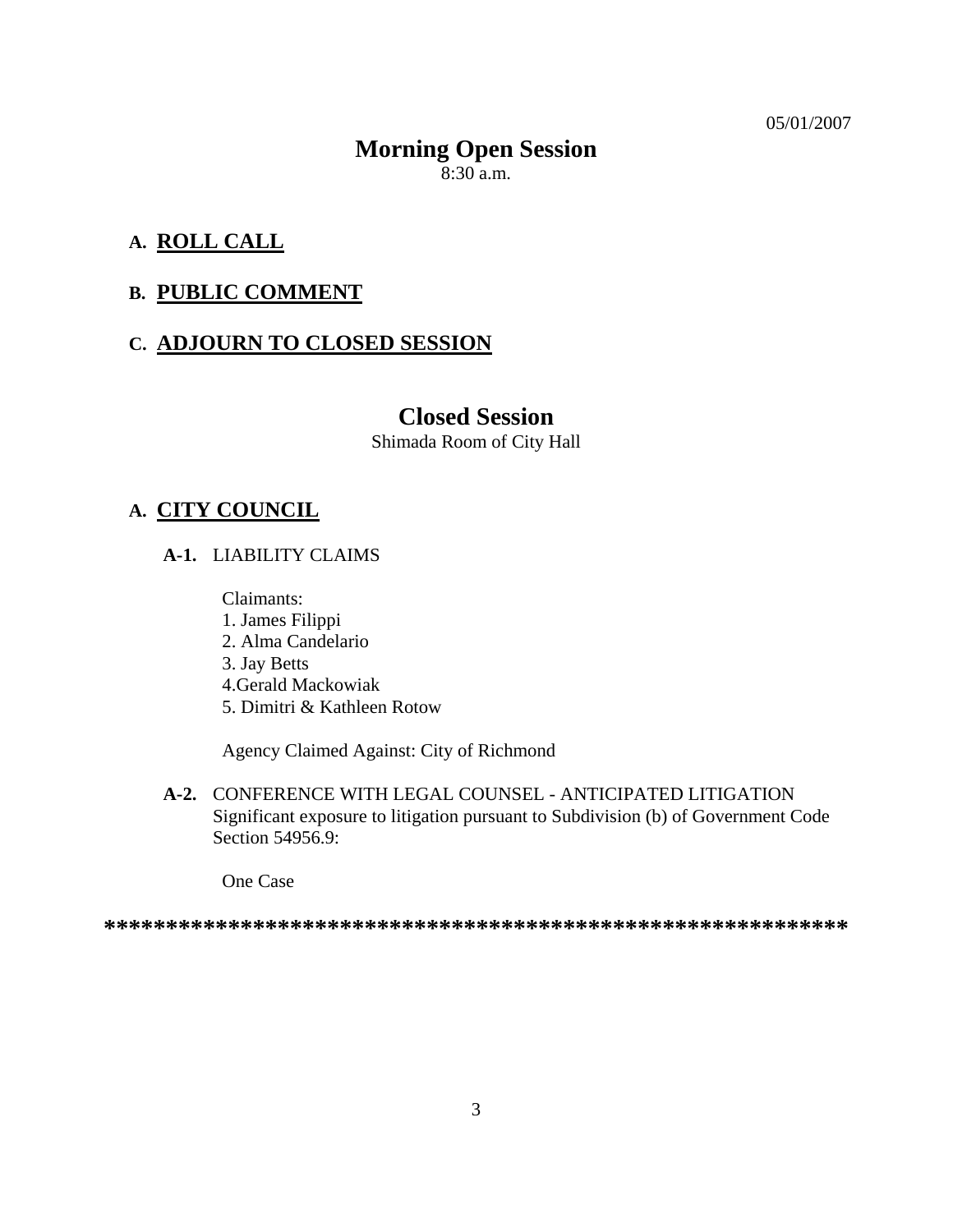05/01/2007

# Morning Open Session

8:30 a.m.

## A. ROLL CALL

## B. PUBLIC COMMENT

## C. ADJOURN TO CLOSED SESSION

# Closed Session

Shimada Room of City Hall

## A. CITY COUNCIL

**A-1.** LIABILITY CLAIMS

Claimants:
1. James Filippi
2. Alma Candelario
3. Jay Betts
4.Gerald Mackowiak
5. Dimitri & Kathleen Rotow

Agency Claimed Against: City of Richmond

**A-2.** CONFERENCE WITH LEGAL COUNSEL - ANTICIPATED LITIGATION
Significant exposure to litigation pursuant to Subdivision (b) of Government Code Section 54956.9:

One Case

**************************************************************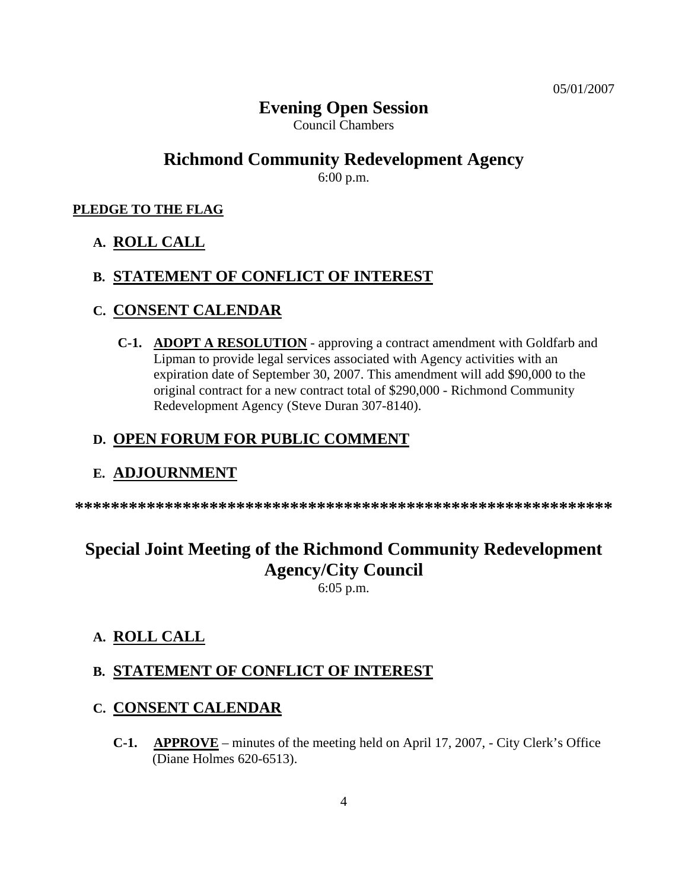05/01/2007

# Evening Open Session

Council Chambers

## Richmond Community Redevelopment Agency

6:00 p.m.

**PLEDGE TO THE FLAG**

**A. ROLL CALL**

**B. STATEMENT OF CONFLICT OF INTEREST**

**C. CONSENT CALENDAR**

**C-1. ADOPT A RESOLUTION** - approving a contract amendment with Goldfarb and Lipman to provide legal services associated with Agency activities with an expiration date of September 30, 2007. This amendment will add $90,000 to the original contract for a new contract total of $290,000 - Richmond Community Redevelopment Agency (Steve Duran 307-8140).

**D. OPEN FORUM FOR PUBLIC COMMENT**

**E. ADJOURNMENT**

**************************************************************

## Special Joint Meeting of the Richmond Community Redevelopment Agency/City Council

6:05 p.m.

**A. ROLL CALL**

**B. STATEMENT OF CONFLICT OF INTEREST**

**C. CONSENT CALENDAR**

**C-1. APPROVE** – minutes of the meeting held on April 17, 2007, - City Clerk's Office (Diane Holmes 620-6513).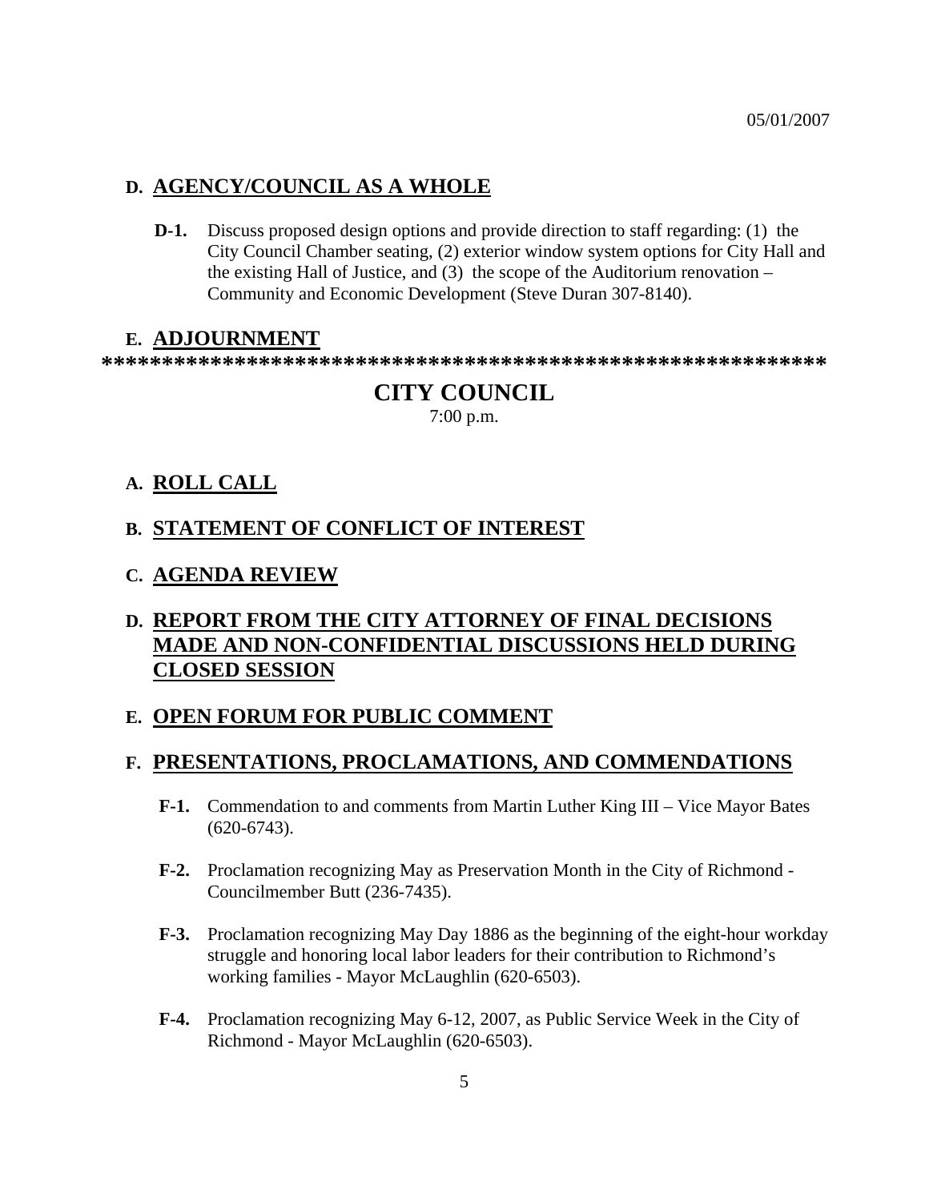05/01/2007

## D. AGENCY/COUNCIL AS A WHOLE

**D-1.** Discuss proposed design options and provide direction to staff regarding: (1) the City Council Chamber seating, (2) exterior window system options for City Hall and the existing Hall of Justice, and (3) the scope of the Auditorium renovation – Community and Economic Development (Steve Duran 307-8140).

## E. ADJOURNMENT

*************************************************************

# CITY COUNCIL

7:00 p.m.

## A. ROLL CALL

## B. STATEMENT OF CONFLICT OF INTEREST

## C. AGENDA REVIEW

## D. REPORT FROM THE CITY ATTORNEY OF FINAL DECISIONS MADE AND NON-CONFIDENTIAL DISCUSSIONS HELD DURING CLOSED SESSION

## E. OPEN FORUM FOR PUBLIC COMMENT

## F. PRESENTATIONS, PROCLAMATIONS, AND COMMENDATIONS

**F-1.** Commendation to and comments from Martin Luther King III – Vice Mayor Bates (620-6743).

**F-2.** Proclamation recognizing May as Preservation Month in the City of Richmond - Councilmember Butt (236-7435).

**F-3.** Proclamation recognizing May Day 1886 as the beginning of the eight-hour workday struggle and honoring local labor leaders for their contribution to Richmond's working families - Mayor McLaughlin (620-6503).

**F-4.** Proclamation recognizing May 6-12, 2007, as Public Service Week in the City of Richmond - Mayor McLaughlin (620-6503).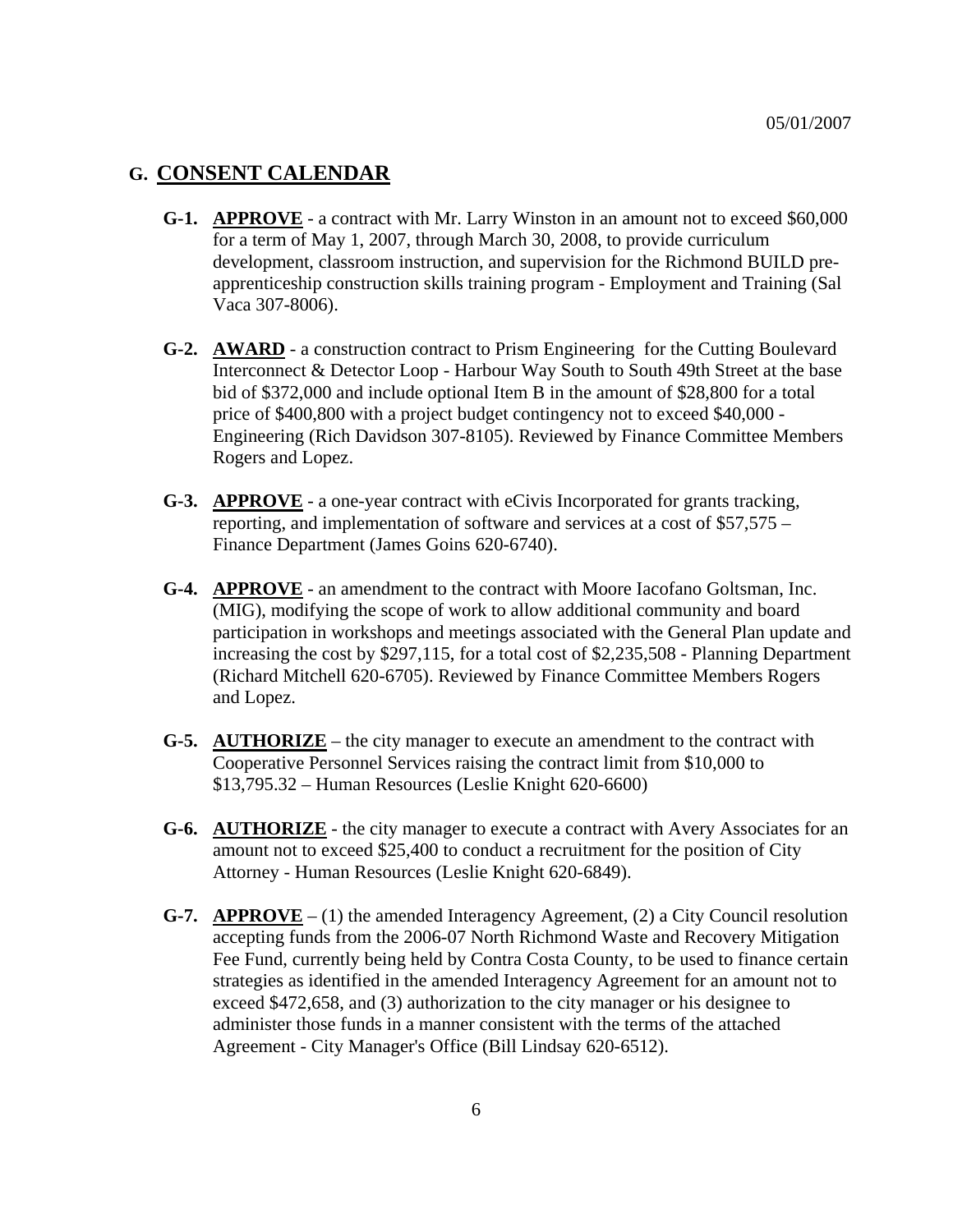05/01/2007

## G. CONSENT CALENDAR

**G-1.** **APPROVE** - a contract with Mr. Larry Winston in an amount not to exceed $60,000 for a term of May 1, 2007, through March 30, 2008, to provide curriculum development, classroom instruction, and supervision for the Richmond BUILD pre-apprenticeship construction skills training program - Employment and Training (Sal Vaca 307-8006).

**G-2.** **AWARD** - a construction contract to Prism Engineering for the Cutting Boulevard Interconnect & Detector Loop - Harbour Way South to South 49th Street at the base bid of $372,000 and include optional Item B in the amount of $28,800 for a total price of $400,800 with a project budget contingency not to exceed $40,000 - Engineering (Rich Davidson 307-8105). Reviewed by Finance Committee Members Rogers and Lopez.

**G-3.** **APPROVE** - a one-year contract with eCivis Incorporated for grants tracking, reporting, and implementation of software and services at a cost of $57,575 – Finance Department (James Goins 620-6740).

**G-4.** **APPROVE** - an amendment to the contract with Moore Iacofano Goltsman, Inc. (MIG), modifying the scope of work to allow additional community and board participation in workshops and meetings associated with the General Plan update and increasing the cost by $297,115, for a total cost of $2,235,508 - Planning Department (Richard Mitchell 620-6705). Reviewed by Finance Committee Members Rogers and Lopez.

**G-5.** **AUTHORIZE** – the city manager to execute an amendment to the contract with Cooperative Personnel Services raising the contract limit from $10,000 to $13,795.32 – Human Resources (Leslie Knight 620-6600)

**G-6.** **AUTHORIZE** - the city manager to execute a contract with Avery Associates for an amount not to exceed $25,400 to conduct a recruitment for the position of City Attorney - Human Resources (Leslie Knight 620-6849).

**G-7.** **APPROVE** – (1) the amended Interagency Agreement, (2) a City Council resolution accepting funds from the 2006-07 North Richmond Waste and Recovery Mitigation Fee Fund, currently being held by Contra Costa County, to be used to finance certain strategies as identified in the amended Interagency Agreement for an amount not to exceed $472,658, and (3) authorization to the city manager or his designee to administer those funds in a manner consistent with the terms of the attached Agreement - City Manager's Office (Bill Lindsay 620-6512).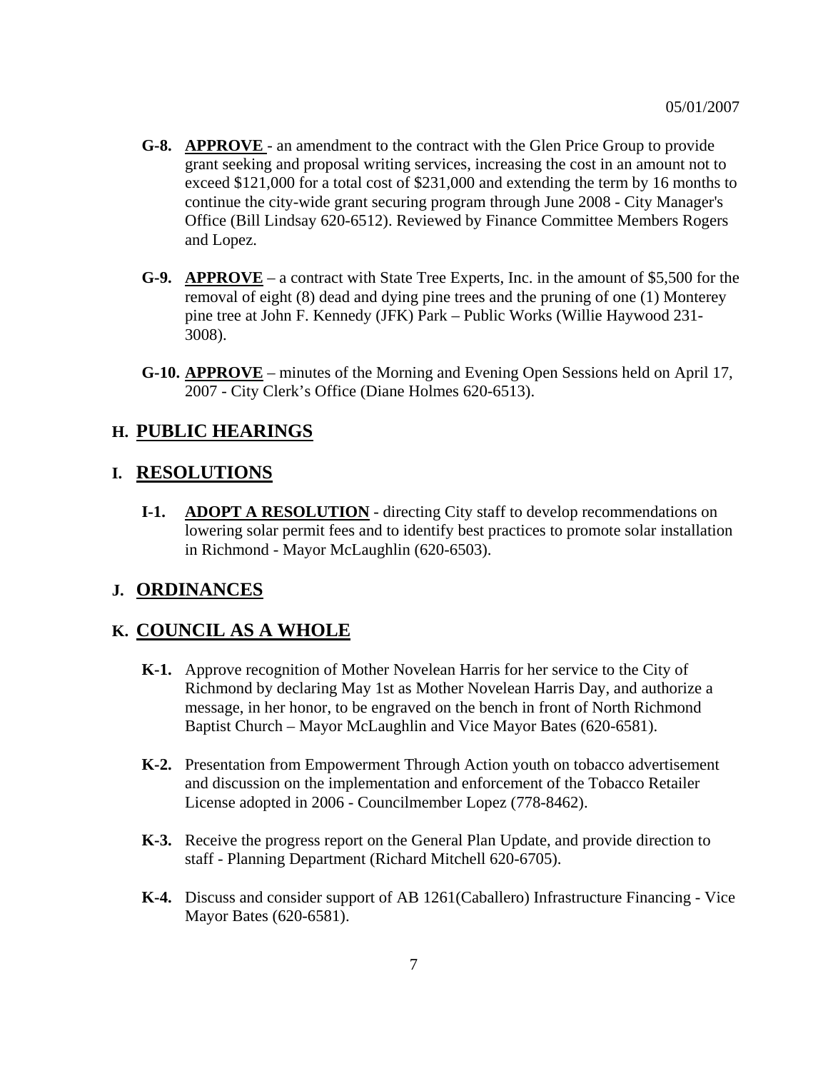05/01/2007

**G-8.** **APPROVE** - an amendment to the contract with the Glen Price Group to provide grant seeking and proposal writing services, increasing the cost in an amount not to exceed $121,000 for a total cost of $231,000 and extending the term by 16 months to continue the city-wide grant securing program through June 2008 - City Manager's Office (Bill Lindsay 620-6512). Reviewed by Finance Committee Members Rogers and Lopez.

**G-9.** **APPROVE** – a contract with State Tree Experts, Inc. in the amount of $5,500 for the removal of eight (8) dead and dying pine trees and the pruning of one (1) Monterey pine tree at John F. Kennedy (JFK) Park – Public Works (Willie Haywood 231-3008).

**G-10.** **APPROVE** – minutes of the Morning and Evening Open Sessions held on April 17, 2007 - City Clerk's Office (Diane Holmes 620-6513).

## H. PUBLIC HEARINGS

## I. RESOLUTIONS

**I-1.** **ADOPT A RESOLUTION** - directing City staff to develop recommendations on lowering solar permit fees and to identify best practices to promote solar installation in Richmond - Mayor McLaughlin (620-6503).

## J. ORDINANCES

## K. COUNCIL AS A WHOLE

**K-1.** Approve recognition of Mother Novelean Harris for her service to the City of Richmond by declaring May 1st as Mother Novelean Harris Day, and authorize a message, in her honor, to be engraved on the bench in front of North Richmond Baptist Church – Mayor McLaughlin and Vice Mayor Bates (620-6581).

**K-2.** Presentation from Empowerment Through Action youth on tobacco advertisement and discussion on the implementation and enforcement of the Tobacco Retailer License adopted in 2006 - Councilmember Lopez (778-8462).

**K-3.** Receive the progress report on the General Plan Update, and provide direction to staff - Planning Department (Richard Mitchell 620-6705).

**K-4.** Discuss and consider support of AB 1261(Caballero) Infrastructure Financing - Vice Mayor Bates (620-6581).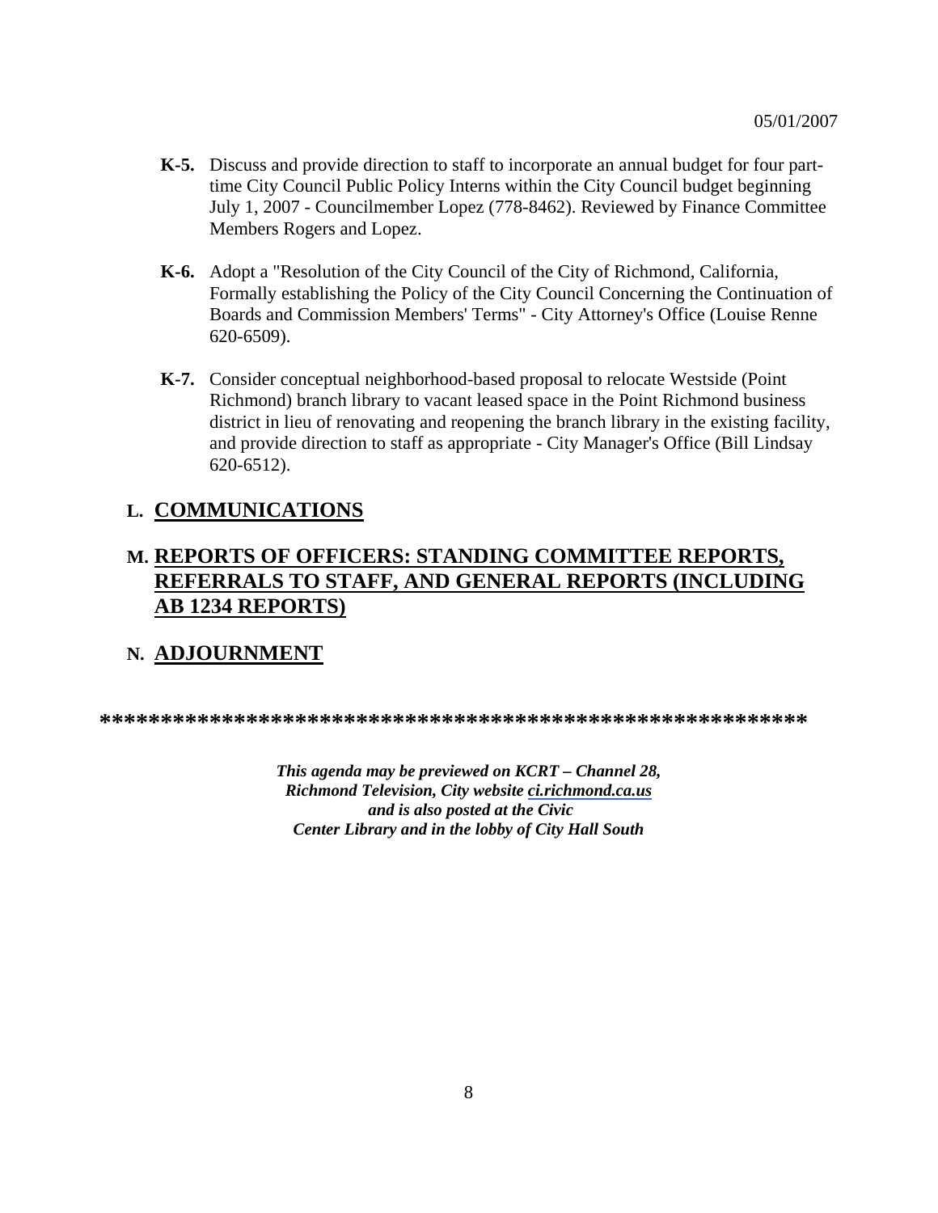- **K-5.** Discuss and provide direction to staff to incorporate an annual budget for four part-time City Council Public Policy Interns within the City Council budget beginning July 1, 2007 - Councilmember Lopez (778-8462). Reviewed by Finance Committee Members Rogers and Lopez.

- **K-6.** Adopt a "Resolution of the City Council of the City of Richmond, California, Formally establishing the Policy of the City Council Concerning the Continuation of Boards and Commission Members' Terms" - City Attorney's Office (Louise Renne 620-6509).

- **K-7.** Consider conceptual neighborhood-based proposal to relocate Westside (Point Richmond) branch library to vacant leased space in the Point Richmond business district in lieu of renovating and reopening the branch library in the existing facility, and provide direction to staff as appropriate - City Manager's Office (Bill Lindsay 620-6512).

## L. COMMUNICATIONS

## M. REPORTS OF OFFICERS: STANDING COMMITTEE REPORTS, REFERRALS TO STAFF, AND GENERAL REPORTS (INCLUDING AB 1234 REPORTS)

## N. ADJOURNMENT

**********************************************************

***This agenda may be previewed on KCRT – Channel 28, Richmond Television, City website ci.richmond.ca.us and is also posted at the Civic Center Library and in the lobby of City Hall South***